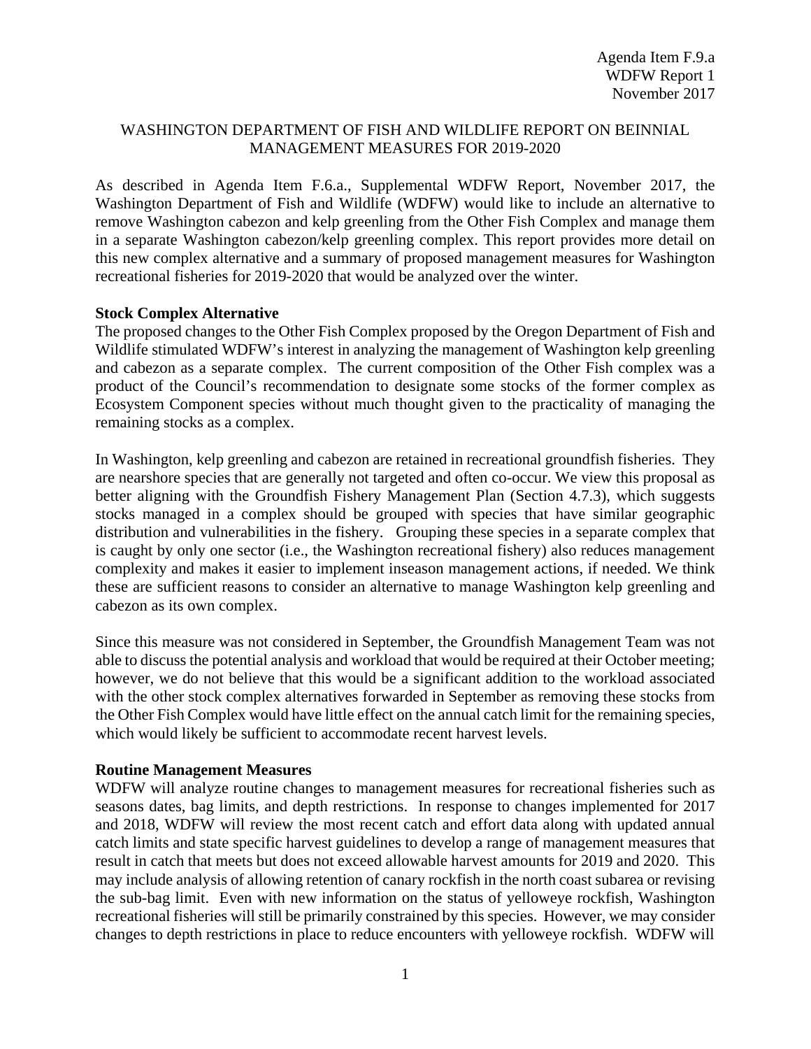Agenda Item F.9.a
WDFW Report 1
November 2017

# WASHINGTON DEPARTMENT OF FISH AND WILDLIFE REPORT ON BEINNIAL MANAGEMENT MEASURES FOR 2019-2020

As described in Agenda Item F.6.a., Supplemental WDFW Report, November 2017, the Washington Department of Fish and Wildlife (WDFW) would like to include an alternative to remove Washington cabezon and kelp greenling from the Other Fish Complex and manage them in a separate Washington cabezon/kelp greenling complex. This report provides more detail on this new complex alternative and a summary of proposed management measures for Washington recreational fisheries for 2019-2020 that would be analyzed over the winter.

**Stock Complex Alternative**

The proposed changes to the Other Fish Complex proposed by the Oregon Department of Fish and Wildlife stimulated WDFW's interest in analyzing the management of Washington kelp greenling and cabezon as a separate complex. The current composition of the Other Fish complex was a product of the Council's recommendation to designate some stocks of the former complex as Ecosystem Component species without much thought given to the practicality of managing the remaining stocks as a complex.

In Washington, kelp greenling and cabezon are retained in recreational groundfish fisheries. They are nearshore species that are generally not targeted and often co-occur. We view this proposal as better aligning with the Groundfish Fishery Management Plan (Section 4.7.3), which suggests stocks managed in a complex should be grouped with species that have similar geographic distribution and vulnerabilities in the fishery. Grouping these species in a separate complex that is caught by only one sector (i.e., the Washington recreational fishery) also reduces management complexity and makes it easier to implement inseason management actions, if needed. We think these are sufficient reasons to consider an alternative to manage Washington kelp greenling and cabezon as its own complex.

Since this measure was not considered in September, the Groundfish Management Team was not able to discuss the potential analysis and workload that would be required at their October meeting; however, we do not believe that this would be a significant addition to the workload associated with the other stock complex alternatives forwarded in September as removing these stocks from the Other Fish Complex would have little effect on the annual catch limit for the remaining species, which would likely be sufficient to accommodate recent harvest levels.

**Routine Management Measures**

WDFW will analyze routine changes to management measures for recreational fisheries such as seasons dates, bag limits, and depth restrictions. In response to changes implemented for 2017 and 2018, WDFW will review the most recent catch and effort data along with updated annual catch limits and state specific harvest guidelines to develop a range of management measures that result in catch that meets but does not exceed allowable harvest amounts for 2019 and 2020. This may include analysis of allowing retention of canary rockfish in the north coast subarea or revising the sub-bag limit. Even with new information on the status of yelloweye rockfish, Washington recreational fisheries will still be primarily constrained by this species. However, we may consider changes to depth restrictions in place to reduce encounters with yelloweye rockfish. WDFW will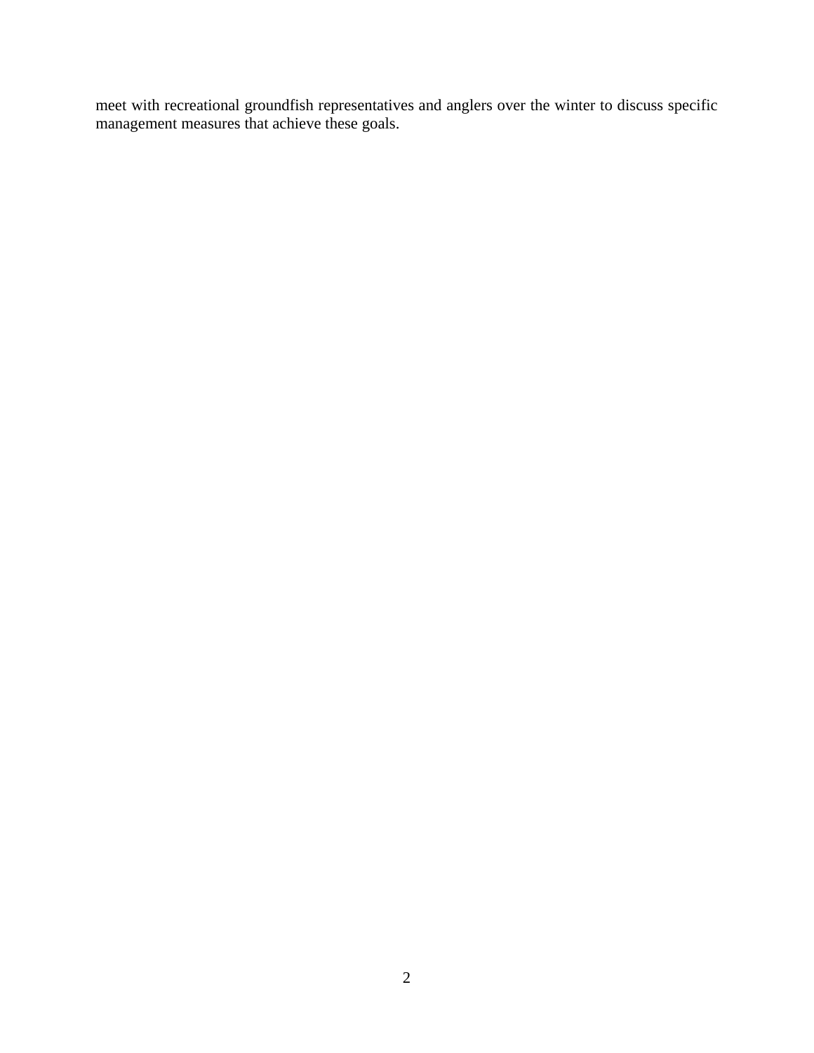meet with recreational groundfish representatives and anglers over the winter to discuss specific management measures that achieve these goals.